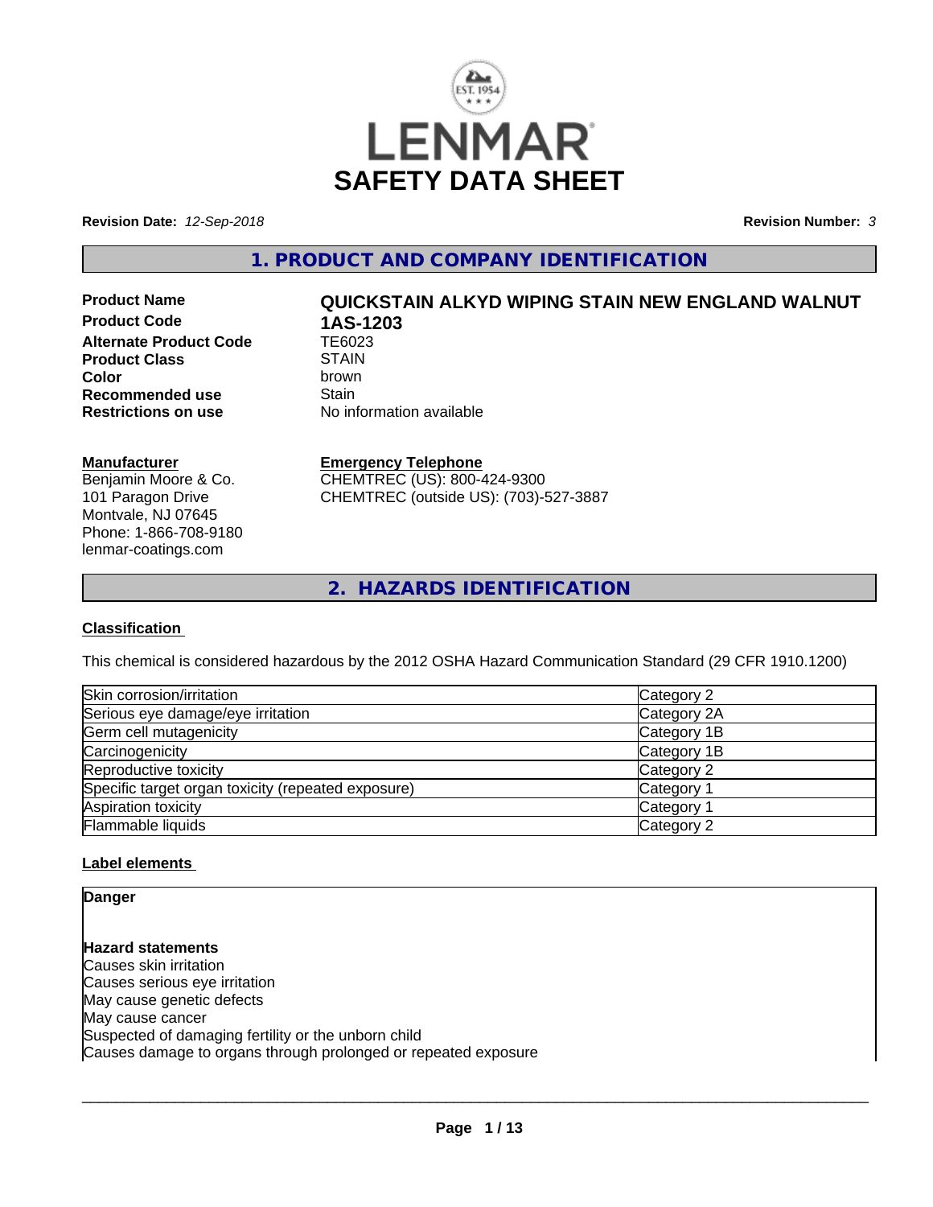LENMAR

# SAFETY DATA SHEET

**Revision Date:** *12-Sep-2018* **Revision Number:** *3*

## 1. PRODUCT AND COMPANY IDENTIFICATION

**Product Name** **QUICKSTAIN ALKYD WIPING STAIN NEW ENGLAND WALNUT**
**Product Code** **1AS-1203**
**Alternate Product Code** TE6023
**Product Class** STAIN
**Color** brown
**Recommended use** Stain
**Restrictions on use** No information available

**Manufacturer**
Benjamin Moore & Co.
101 Paragon Drive
Montvale, NJ 07645
Phone: 1-866-708-9180
lenmar-coatings.com

**Emergency Telephone**
CHEMTREC (US): 800-424-9300
CHEMTREC (outside US): (703)-527-3887

## 2. HAZARDS IDENTIFICATION

**Classification**

This chemical is considered hazardous by the 2012 OSHA Hazard Communication Standard (29 CFR 1910.1200)

| | |
|---|---|
| Skin corrosion/irritation | Category 2 |
| Serious eye damage/eye irritation | Category 2A |
| Germ cell mutagenicity | Category 1B |
| Carcinogenicity | Category 1B |
| Reproductive toxicity | Category 2 |
| Specific target organ toxicity (repeated exposure) | Category 1 |
| Aspiration toxicity | Category 1 |
| Flammable liquids | Category 2 |

**Label elements**

**Danger**

**Hazard statements**
Causes skin irritation
Causes serious eye irritation
May cause genetic defects
May cause cancer
Suspected of damaging fertility or the unborn child
Causes damage to organs through prolonged or repeated exposure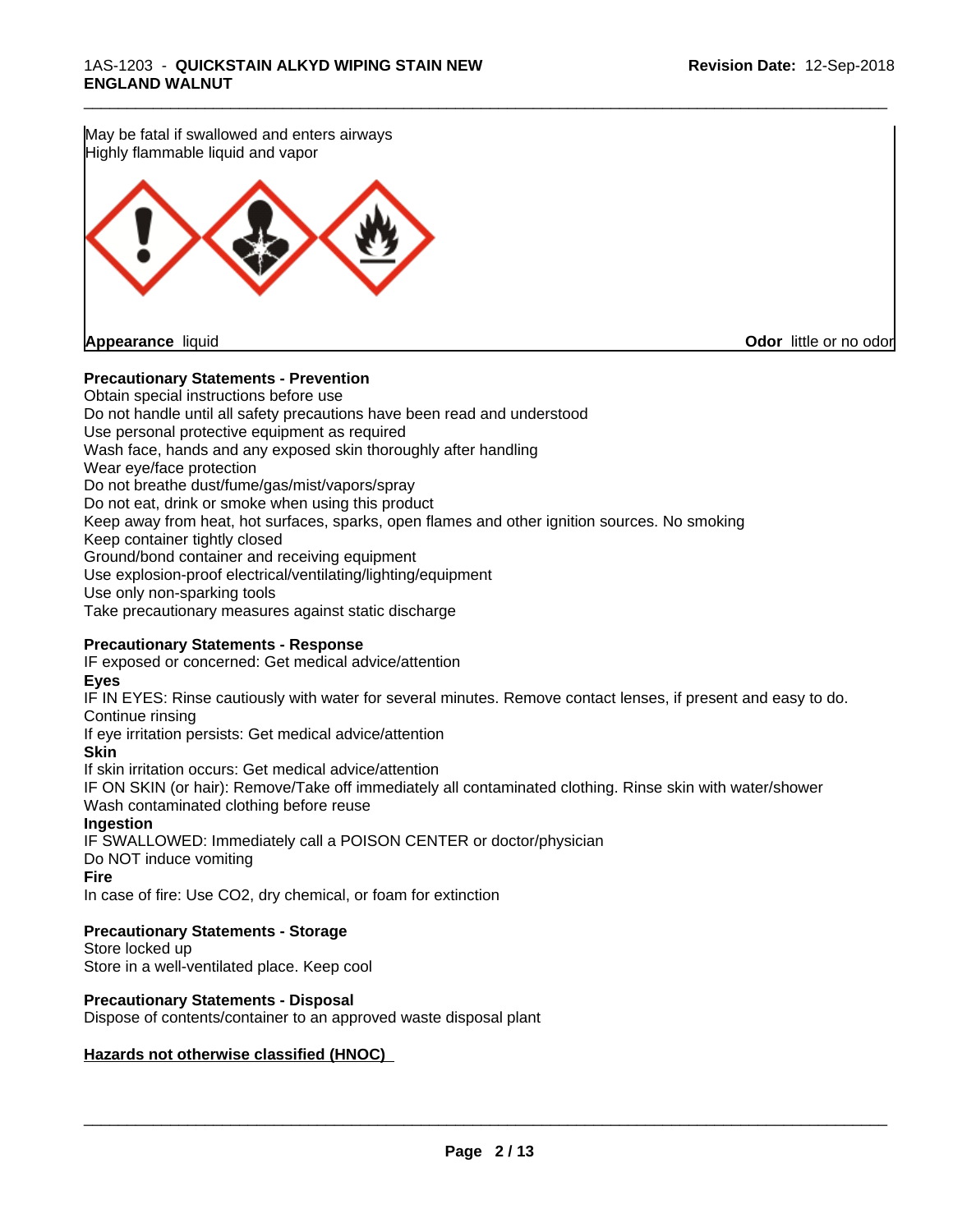May be fatal if swallowed and enters airways
Highly flammable liquid and vapor

**Appearance** liquid **Odor** little or no odor

**Precautionary Statements - Prevention**

Obtain special instructions before use
Do not handle until all safety precautions have been read and understood
Use personal protective equipment as required
Wash face, hands and any exposed skin thoroughly after handling
Wear eye/face protection
Do not breathe dust/fume/gas/mist/vapors/spray
Do not eat, drink or smoke when using this product
Keep away from heat, hot surfaces, sparks, open flames and other ignition sources. No smoking
Keep container tightly closed
Ground/bond container and receiving equipment
Use explosion-proof electrical/ventilating/lighting/equipment
Use only non-sparking tools
Take precautionary measures against static discharge

**Precautionary Statements - Response**

IF exposed or concerned: Get medical advice/attention

**Eyes**

IF IN EYES: Rinse cautiously with water for several minutes. Remove contact lenses, if present and easy to do. Continue rinsing
If eye irritation persists: Get medical advice/attention

**Skin**

If skin irritation occurs: Get medical advice/attention
IF ON SKIN (or hair): Remove/Take off immediately all contaminated clothing. Rinse skin with water/shower
Wash contaminated clothing before reuse

**Ingestion**

IF SWALLOWED: Immediately call a POISON CENTER or doctor/physician
Do NOT induce vomiting

**Fire**

In case of fire: Use CO2, dry chemical, or foam for extinction

**Precautionary Statements - Storage**

Store locked up
Store in a well-ventilated place. Keep cool

**Precautionary Statements - Disposal**

Dispose of contents/container to an approved waste disposal plant

**Hazards not otherwise classified (HNOC)**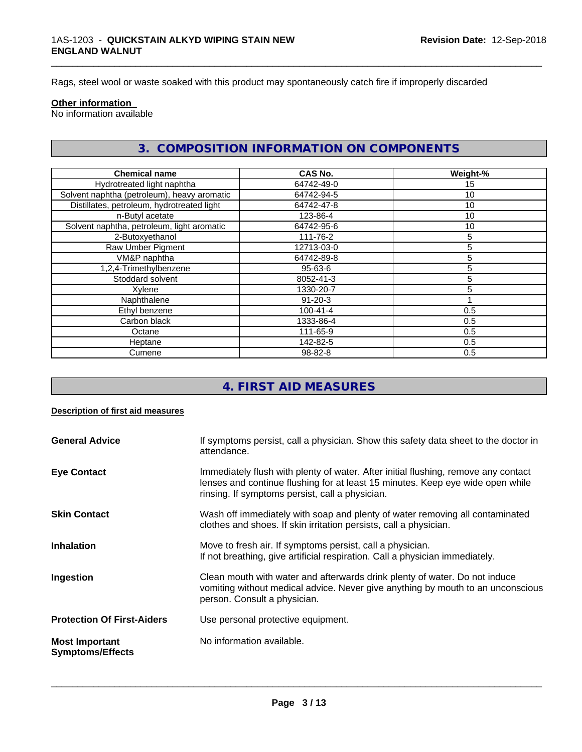Rags, steel wool or waste soaked with this product may spontaneously catch fire if improperly discarded

**Other information**

No information available

## 3. COMPOSITION INFORMATION ON COMPONENTS

| Chemical name | CAS No. | Weight-% |
|---|---|---|
| Hydrotreated light naphtha | 64742-49-0 | 15 |
| Solvent naphtha (petroleum), heavy aromatic | 64742-94-5 | 10 |
| Distillates, petroleum, hydrotreated light | 64742-47-8 | 10 |
| n-Butyl acetate | 123-86-4 | 10 |
| Solvent naphtha, petroleum, light aromatic | 64742-95-6 | 10 |
| 2-Butoxyethanol | 111-76-2 | 5 |
| Raw Umber Pigment | 12713-03-0 | 5 |
| VM&P naphtha | 64742-89-8 | 5 |
| 1,2,4-Trimethylbenzene | 95-63-6 | 5 |
| Stoddard solvent | 8052-41-3 | 5 |
| Xylene | 1330-20-7 | 5 |
| Naphthalene | 91-20-3 | 1 |
| Ethyl benzene | 100-41-4 | 0.5 |
| Carbon black | 1333-86-4 | 0.5 |
| Octane | 111-65-9 | 0.5 |
| Heptane | 142-82-5 | 0.5 |
| Cumene | 98-82-8 | 0.5 |

## 4. FIRST AID MEASURES

**Description of first aid measures**

**General Advice**
If symptoms persist, call a physician. Show this safety data sheet to the doctor in attendance.

**Eye Contact**
Immediately flush with plenty of water. After initial flushing, remove any contact lenses and continue flushing for at least 15 minutes. Keep eye wide open while rinsing. If symptoms persist, call a physician.

**Skin Contact**
Wash off immediately with soap and plenty of water removing all contaminated clothes and shoes. If skin irritation persists, call a physician.

**Inhalation**
Move to fresh air. If symptoms persist, call a physician.
If not breathing, give artificial respiration. Call a physician immediately.

**Ingestion**
Clean mouth with water and afterwards drink plenty of water. Do not induce vomiting without medical advice. Never give anything by mouth to an unconscious person. Consult a physician.

**Protection Of First-Aiders**
Use personal protective equipment.

**Most Important Symptoms/Effects**
No information available.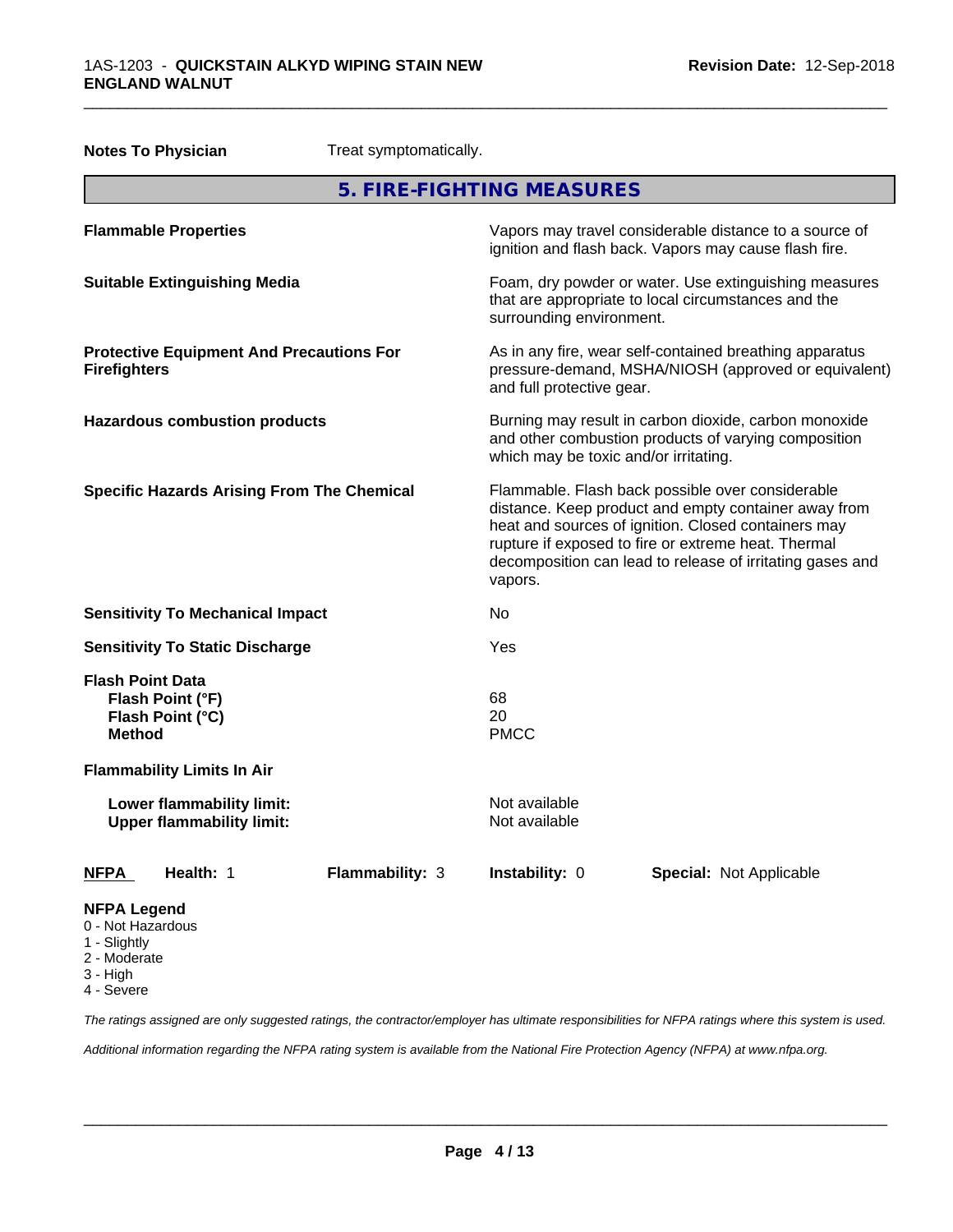**Notes To Physician** Treat symptomatically.

## 5. FIRE-FIGHTING MEASURES

| | |
|---|---|
| **Flammable Properties** | Vapors may travel considerable distance to a source of ignition and flash back. Vapors may cause flash fire. |
| **Suitable Extinguishing Media** | Foam, dry powder or water. Use extinguishing measures that are appropriate to local circumstances and the surrounding environment. |
| **Protective Equipment And Precautions For Firefighters** | As in any fire, wear self-contained breathing apparatus pressure-demand, MSHA/NIOSH (approved or equivalent) and full protective gear. |
| **Hazardous combustion products** | Burning may result in carbon dioxide, carbon monoxide and other combustion products of varying composition which may be toxic and/or irritating. |
| **Specific Hazards Arising From The Chemical** | Flammable. Flash back possible over considerable distance. Keep product and empty container away from heat and sources of ignition. Closed containers may rupture if exposed to fire or extreme heat. Thermal decomposition can lead to release of irritating gases and vapors. |
| **Sensitivity To Mechanical Impact** | No |
| **Sensitivity To Static Discharge** | Yes |

**Flash Point Data**

| | |
|---|---|
| **Flash Point (°F)** | 68 |
| **Flash Point (°C)** | 20 |
| **Method** | PMCC |

**Flammability Limits In Air**

| | |
|---|---|
| **Lower flammability limit:** | Not available |
| **Upper flammability limit:** | Not available |

| **NFPA** | **Health:** 1 | **Flammability:** 3 | **Instability:** 0 | **Special:** Not Applicable |
|---|---|---|---|---|

**NFPA Legend**

- 0 - Not Hazardous
- 1 - Slightly
- 2 - Moderate
- 3 - High
- 4 - Severe

*The ratings assigned are only suggested ratings, the contractor/employer has ultimate responsibilities for NFPA ratings where this system is used.*

*Additional information regarding the NFPA rating system is available from the National Fire Protection Agency (NFPA) at www.nfpa.org.*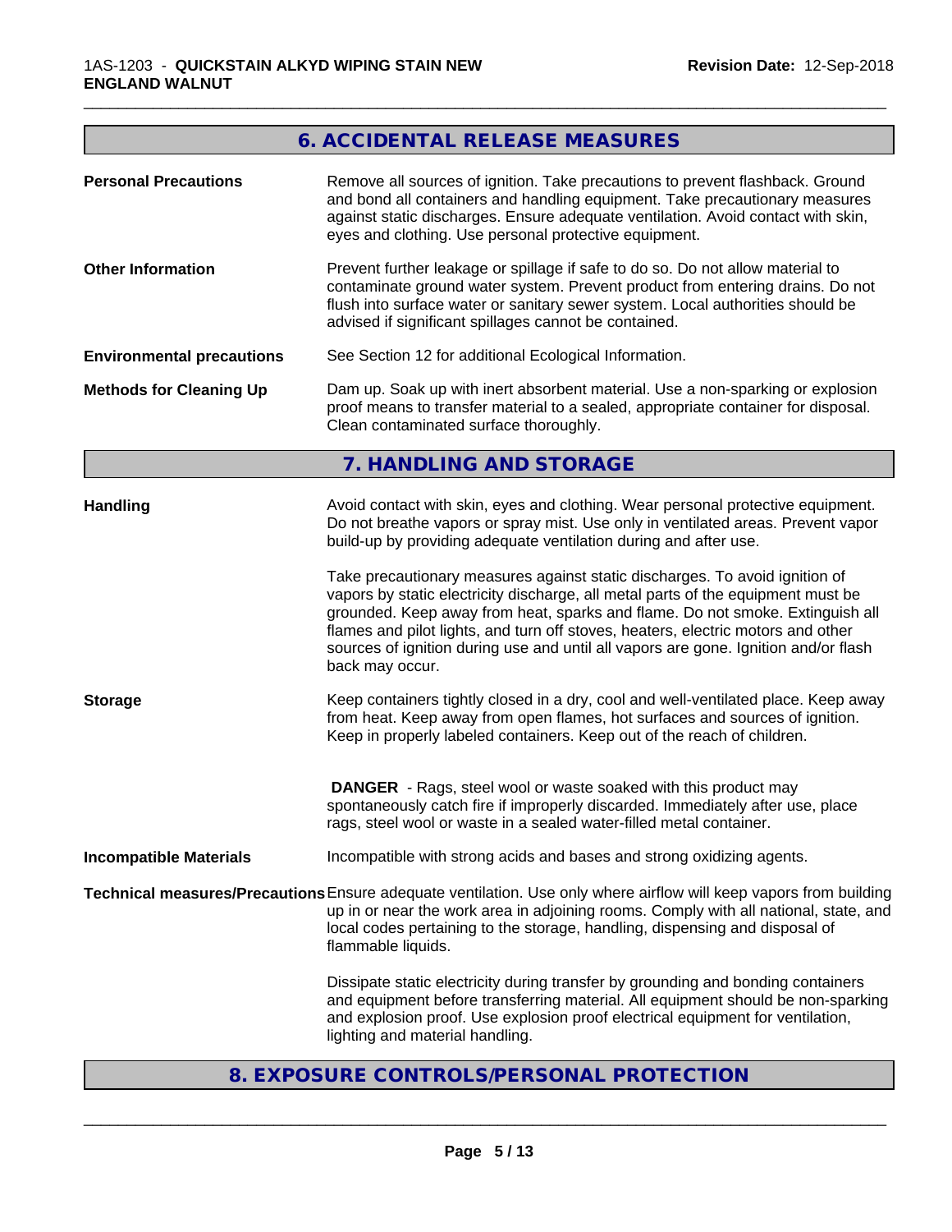## 6. ACCIDENTAL RELEASE MEASURES

**Personal Precautions** Remove all sources of ignition. Take precautions to prevent flashback. Ground and bond all containers and handling equipment. Take precautionary measures against static discharges. Ensure adequate ventilation. Avoid contact with skin, eyes and clothing. Use personal protective equipment.

**Other Information** Prevent further leakage or spillage if safe to do so. Do not allow material to contaminate ground water system. Prevent product from entering drains. Do not flush into surface water or sanitary sewer system. Local authorities should be advised if significant spillages cannot be contained.

**Environmental precautions** See Section 12 for additional Ecological Information.

**Methods for Cleaning Up** Dam up. Soak up with inert absorbent material. Use a non-sparking or explosion proof means to transfer material to a sealed, appropriate container for disposal. Clean contaminated surface thoroughly.

## 7. HANDLING AND STORAGE

**Handling** Avoid contact with skin, eyes and clothing. Wear personal protective equipment. Do not breathe vapors or spray mist. Use only in ventilated areas. Prevent vapor build-up by providing adequate ventilation during and after use.

Take precautionary measures against static discharges. To avoid ignition of vapors by static electricity discharge, all metal parts of the equipment must be grounded. Keep away from heat, sparks and flame. Do not smoke. Extinguish all flames and pilot lights, and turn off stoves, heaters, electric motors and other sources of ignition during use and until all vapors are gone. Ignition and/or flash back may occur.

**Storage** Keep containers tightly closed in a dry, cool and well-ventilated place. Keep away from heat. Keep away from open flames, hot surfaces and sources of ignition. Keep in properly labeled containers. Keep out of the reach of children.

**DANGER** - Rags, steel wool or waste soaked with this product may spontaneously catch fire if improperly discarded. Immediately after use, place rags, steel wool or waste in a sealed water-filled metal container.

**Incompatible Materials** Incompatible with strong acids and bases and strong oxidizing agents.

**Technical measures/Precautions** Ensure adequate ventilation. Use only where airflow will keep vapors from building up in or near the work area in adjoining rooms. Comply with all national, state, and local codes pertaining to the storage, handling, dispensing and disposal of flammable liquids.

Dissipate static electricity during transfer by grounding and bonding containers and equipment before transferring material. All equipment should be non-sparking and explosion proof. Use explosion proof electrical equipment for ventilation, lighting and material handling.

## 8. EXPOSURE CONTROLS/PERSONAL PROTECTION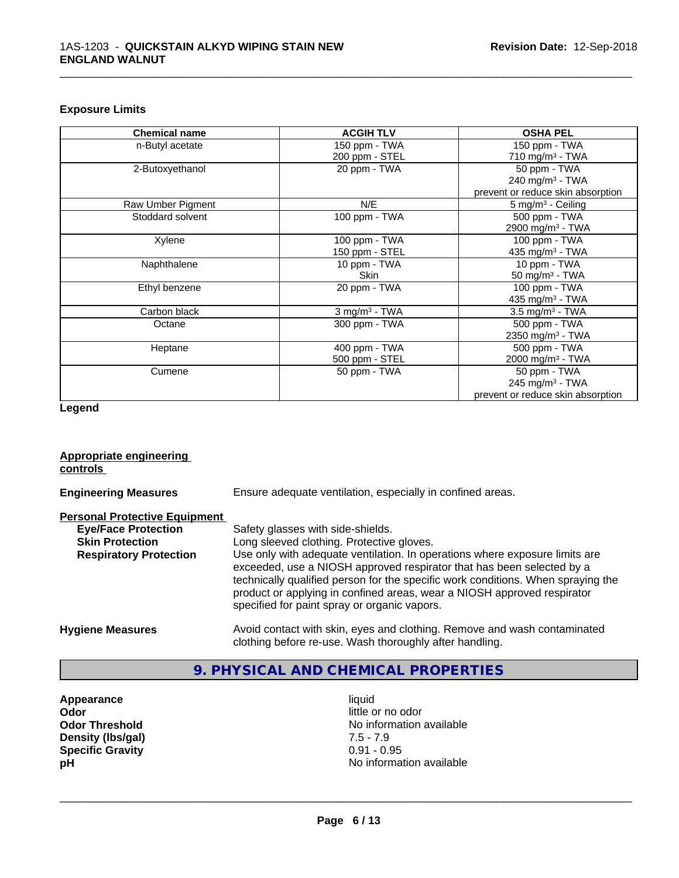### Exposure Limits

| Chemical name | ACGIH TLV | OSHA PEL |
|---|---|---|
| n-Butyl acetate | 150 ppm - TWA<br>200 ppm - STEL | 150 ppm - TWA<br>710 mg/m³ - TWA |
| 2-Butoxyethanol | 20 ppm - TWA | 50 ppm - TWA<br>240 mg/m³ - TWA<br>prevent or reduce skin absorption |
| Raw Umber Pigment | N/E | 5 mg/m³ - Ceiling |
| Stoddard solvent | 100 ppm - TWA | 500 ppm - TWA<br>2900 mg/m³ - TWA |
| Xylene | 100 ppm - TWA<br>150 ppm - STEL | 100 ppm - TWA<br>435 mg/m³ - TWA |
| Naphthalene | 10 ppm - TWA<br>Skin | 10 ppm - TWA<br>50 mg/m³ - TWA |
| Ethyl benzene | 20 ppm - TWA | 100 ppm - TWA<br>435 mg/m³ - TWA |
| Carbon black | 3 mg/m³ - TWA | 3.5 mg/m³ - TWA |
| Octane | 300 ppm - TWA | 500 ppm - TWA<br>2350 mg/m³ - TWA |
| Heptane | 400 ppm - TWA<br>500 ppm - STEL | 500 ppm - TWA<br>2000 mg/m³ - TWA |
| Cumene | 50 ppm - TWA | 50 ppm - TWA<br>245 mg/m³ - TWA<br>prevent or reduce skin absorption |

**Legend**

**Appropriate engineering controls**

**Engineering Measures** Ensure adequate ventilation, especially in confined areas.

**Personal Protective Equipment**

**Eye/Face Protection** Safety glasses with side-shields.

**Skin Protection** Long sleeved clothing. Protective gloves.

**Respiratory Protection** Use only with adequate ventilation. In operations where exposure limits are exceeded, use a NIOSH approved respirator that has been selected by a technically qualified person for the specific work conditions. When spraying the product or applying in confined areas, wear a NIOSH approved respirator specified for paint spray or organic vapors.

**Hygiene Measures** Avoid contact with skin, eyes and clothing. Remove and wash contaminated clothing before re-use. Wash thoroughly after handling.

## 9. PHYSICAL AND CHEMICAL PROPERTIES

| | |
|---|---|
| **Appearance** | liquid |
| **Odor** | little or no odor |
| **Odor Threshold** | No information available |
| **Density (lbs/gal)** | 7.5 - 7.9 |
| **Specific Gravity** | 0.91 - 0.95 |
| **pH** | No information available |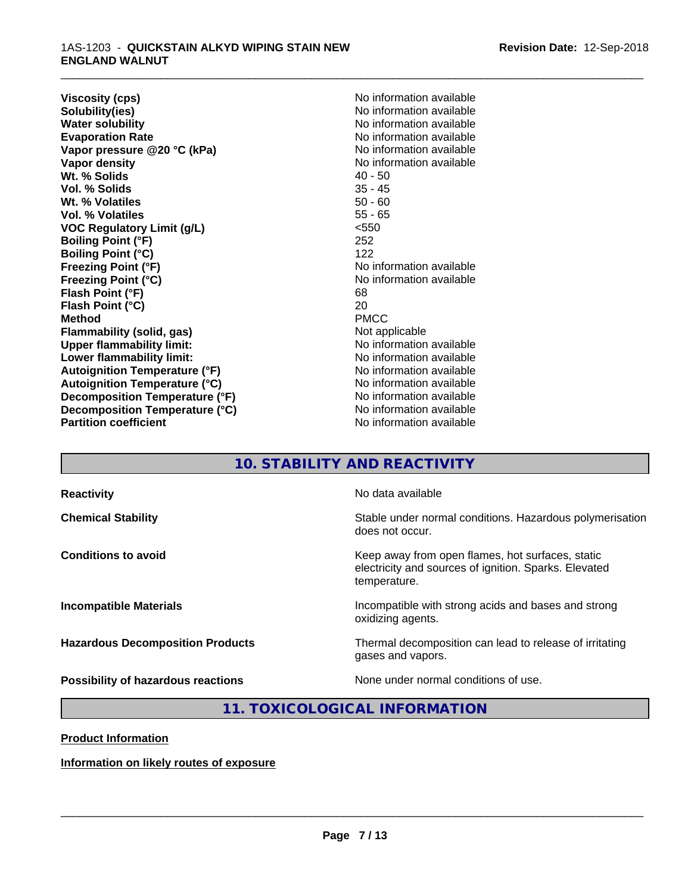| | |
|---|---|
| **Viscosity (cps)** | No information available |
| **Solubility(ies)** | No information available |
| **Water solubility** | No information available |
| **Evaporation Rate** | No information available |
| **Vapor pressure @20 °C (kPa)** | No information available |
| **Vapor density** | No information available |
| **Wt. % Solids** | 40 - 50 |
| **Vol. % Solids** | 35 - 45 |
| **Wt. % Volatiles** | 50 - 60 |
| **Vol. % Volatiles** | 55 - 65 |
| **VOC Regulatory Limit (g/L)** | <550 |
| **Boiling Point (°F)** | 252 |
| **Boiling Point (°C)** | 122 |
| **Freezing Point (°F)** | No information available |
| **Freezing Point (°C)** | No information available |
| **Flash Point (°F)** | 68 |
| **Flash Point (°C)** | 20 |
| **Method** | PMCC |
| **Flammability (solid, gas)** | Not applicable |
| **Upper flammability limit:** | No information available |
| **Lower flammability limit:** | No information available |
| **Autoignition Temperature (°F)** | No information available |
| **Autoignition Temperature (°C)** | No information available |
| **Decomposition Temperature (°F)** | No information available |
| **Decomposition Temperature (°C)** | No information available |
| **Partition coefficient** | No information available |

## 10. STABILITY AND REACTIVITY

| | |
|---|---|
| **Reactivity** | No data available |
| **Chemical Stability** | Stable under normal conditions. Hazardous polymerisation does not occur. |
| **Conditions to avoid** | Keep away from open flames, hot surfaces, static electricity and sources of ignition. Sparks. Elevated temperature. |
| **Incompatible Materials** | Incompatible with strong acids and bases and strong oxidizing agents. |
| **Hazardous Decomposition Products** | Thermal decomposition can lead to release of irritating gases and vapors. |
| **Possibility of hazardous reactions** | None under normal conditions of use. |

## 11. TOXICOLOGICAL INFORMATION

**Product Information**

**Information on likely routes of exposure**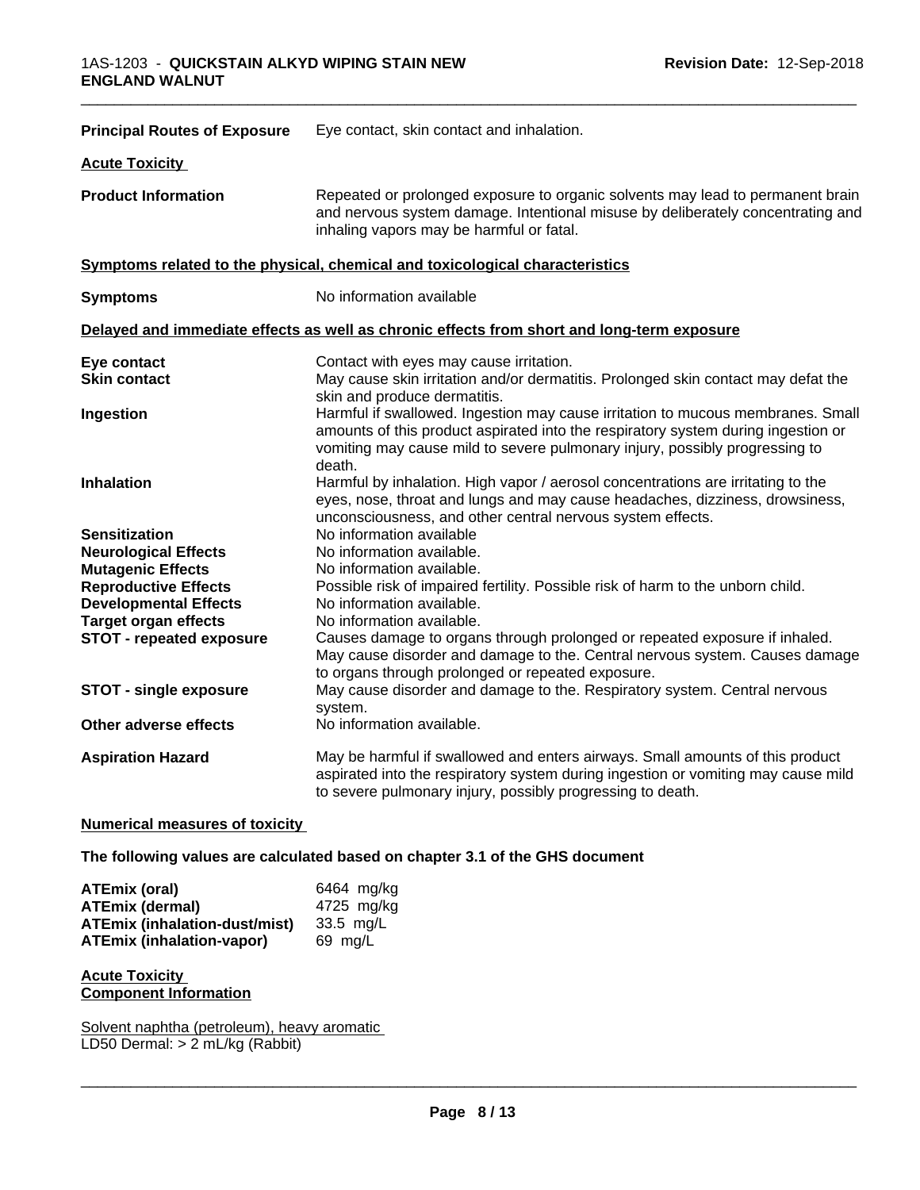**Principal Routes of Exposure** Eye contact, skin contact and inhalation.

**Acute Toxicity**

**Product Information** Repeated or prolonged exposure to organic solvents may lead to permanent brain and nervous system damage. Intentional misuse by deliberately concentrating and inhaling vapors may be harmful or fatal.

**Symptoms related to the physical, chemical and toxicological characteristics**

**Symptoms** No information available

**Delayed and immediate effects as well as chronic effects from short and long-term exposure**

| | |
|---|---|
| **Eye contact** | Contact with eyes may cause irritation. |
| **Skin contact** | May cause skin irritation and/or dermatitis. Prolonged skin contact may defat the skin and produce dermatitis. |
| **Ingestion** | Harmful if swallowed. Ingestion may cause irritation to mucous membranes. Small amounts of this product aspirated into the respiratory system during ingestion or vomiting may cause mild to severe pulmonary injury, possibly progressing to death. |
| **Inhalation** | Harmful by inhalation. High vapor / aerosol concentrations are irritating to the eyes, nose, throat and lungs and may cause headaches, dizziness, drowsiness, unconsciousness, and other central nervous system effects. |
| **Sensitization** | No information available |
| **Neurological Effects** | No information available. |
| **Mutagenic Effects** | No information available. |
| **Reproductive Effects** | Possible risk of impaired fertility. Possible risk of harm to the unborn child. |
| **Developmental Effects** | No information available. |
| **Target organ effects** | No information available. |
| **STOT - repeated exposure** | Causes damage to organs through prolonged or repeated exposure if inhaled. May cause disorder and damage to the. Central nervous system. Causes damage to organs through prolonged or repeated exposure. |
| **STOT - single exposure** | May cause disorder and damage to the. Respiratory system. Central nervous system. |
| **Other adverse effects** | No information available. |
| **Aspiration Hazard** | May be harmful if swallowed and enters airways. Small amounts of this product aspirated into the respiratory system during ingestion or vomiting may cause mild to severe pulmonary injury, possibly progressing to death. |

**Numerical measures of toxicity**

**The following values are calculated based on chapter 3.1 of the GHS document**

| | |
|---|---|
| **ATEmix (oral)** | 6464 mg/kg |
| **ATEmix (dermal)** | 4725 mg/kg |
| **ATEmix (inhalation-dust/mist)** | 33.5 mg/L |
| **ATEmix (inhalation-vapor)** | 69 mg/L |

**Acute Toxicity**
**Component Information**

Solvent naphtha (petroleum), heavy aromatic
LD50 Dermal: > 2 mL/kg (Rabbit)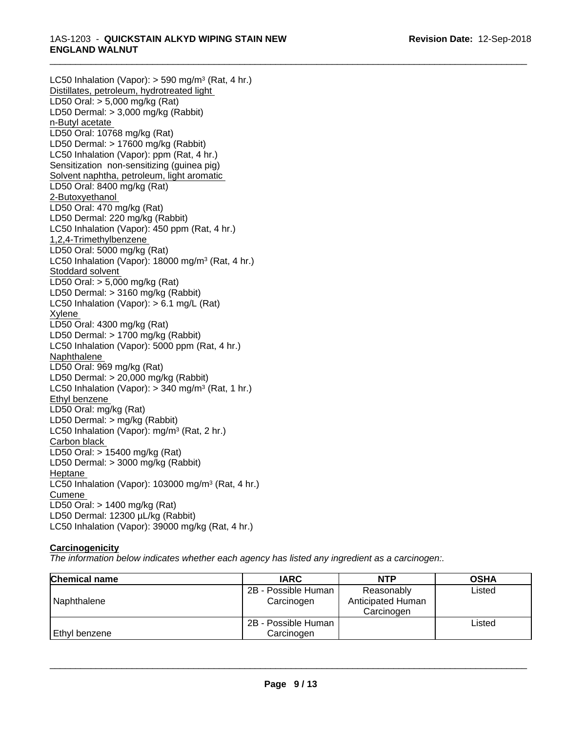LC50 Inhalation (Vapor): > 590 mg/m$^3$ (Rat, 4 hr.)

Distillates, petroleum, hydrotreated light

LD50 Oral: > 5,000 mg/kg (Rat)

LD50 Dermal: > 3,000 mg/kg (Rabbit)

n-Butyl acetate

LD50 Oral: 10768 mg/kg (Rat)

LD50 Dermal: > 17600 mg/kg (Rabbit)

LC50 Inhalation (Vapor): ppm (Rat, 4 hr.)

Sensitization non-sensitizing (guinea pig)

Solvent naphtha, petroleum, light aromatic

LD50 Oral: 8400 mg/kg (Rat)

2-Butoxyethanol

LD50 Oral: 470 mg/kg (Rat)

LD50 Dermal: 220 mg/kg (Rabbit)

LC50 Inhalation (Vapor): 450 ppm (Rat, 4 hr.)

1,2,4-Trimethylbenzene

LD50 Oral: 5000 mg/kg (Rat)

LC50 Inhalation (Vapor): 18000 mg/m$^3$ (Rat, 4 hr.)

Stoddard solvent

LD50 Oral: > 5,000 mg/kg (Rat)

LD50 Dermal: > 3160 mg/kg (Rabbit)

LC50 Inhalation (Vapor): > 6.1 mg/L (Rat)

Xylene

LD50 Oral: 4300 mg/kg (Rat)

LD50 Dermal: > 1700 mg/kg (Rabbit)

LC50 Inhalation (Vapor): 5000 ppm (Rat, 4 hr.)

Naphthalene

LD50 Oral: 969 mg/kg (Rat)

LD50 Dermal: > 20,000 mg/kg (Rabbit)

LC50 Inhalation (Vapor): > 340 mg/m$^3$ (Rat, 1 hr.)

Ethyl benzene

LD50 Oral: mg/kg (Rat)

LD50 Dermal: > mg/kg (Rabbit)

LC50 Inhalation (Vapor): mg/m$^3$ (Rat, 2 hr.)

Carbon black

LD50 Oral: > 15400 mg/kg (Rat)

LD50 Dermal: > 3000 mg/kg (Rabbit)

Heptane

LC50 Inhalation (Vapor): 103000 mg/m$^3$ (Rat, 4 hr.)

Cumene

LD50 Oral: > 1400 mg/kg (Rat)

LD50 Dermal: 12300 µL/kg (Rabbit)

LC50 Inhalation (Vapor): 39000 mg/kg (Rat, 4 hr.)

**Carcinogenicity**

*The information below indicates whether each agency has listed any ingredient as a carcinogen:.*

| Chemical name | IARC | NTP | OSHA |
|---|---|---|---|
| Naphthalene | 2B - Possible Human Carcinogen | Reasonably Anticipated Human Carcinogen | Listed |
| Ethyl benzene | 2B - Possible Human Carcinogen | | Listed |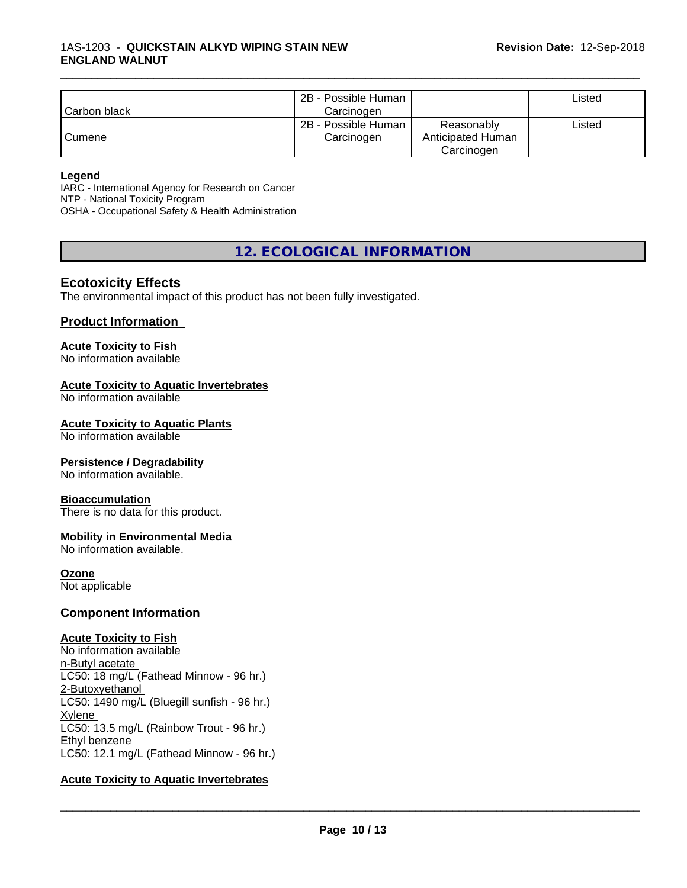| | | | |
|---|---|---|---|
| Carbon black | 2B - Possible Human Carcinogen | | Listed |
| Cumene | 2B - Possible Human Carcinogen | Reasonably Anticipated Human Carcinogen | Listed |

**Legend**
IARC - International Agency for Research on Cancer
NTP - National Toxicity Program
OSHA - Occupational Safety & Health Administration

# 12. ECOLOGICAL INFORMATION

## Ecotoxicity Effects

The environmental impact of this product has not been fully investigated.

### Product Information

**Acute Toxicity to Fish**
No information available

**Acute Toxicity to Aquatic Invertebrates**
No information available

**Acute Toxicity to Aquatic Plants**
No information available

**Persistence / Degradability**
No information available.

**Bioaccumulation**
There is no data for this product.

**Mobility in Environmental Media**
No information available.

**Ozone**
Not applicable

### Component Information

**Acute Toxicity to Fish**
No information available
n-Butyl acetate
LC50: 18 mg/L (Fathead Minnow - 96 hr.)
2-Butoxyethanol
LC50: 1490 mg/L (Bluegill sunfish - 96 hr.)
Xylene
LC50: 13.5 mg/L (Rainbow Trout - 96 hr.)
Ethyl benzene
LC50: 12.1 mg/L (Fathead Minnow - 96 hr.)

**Acute Toxicity to Aquatic Invertebrates**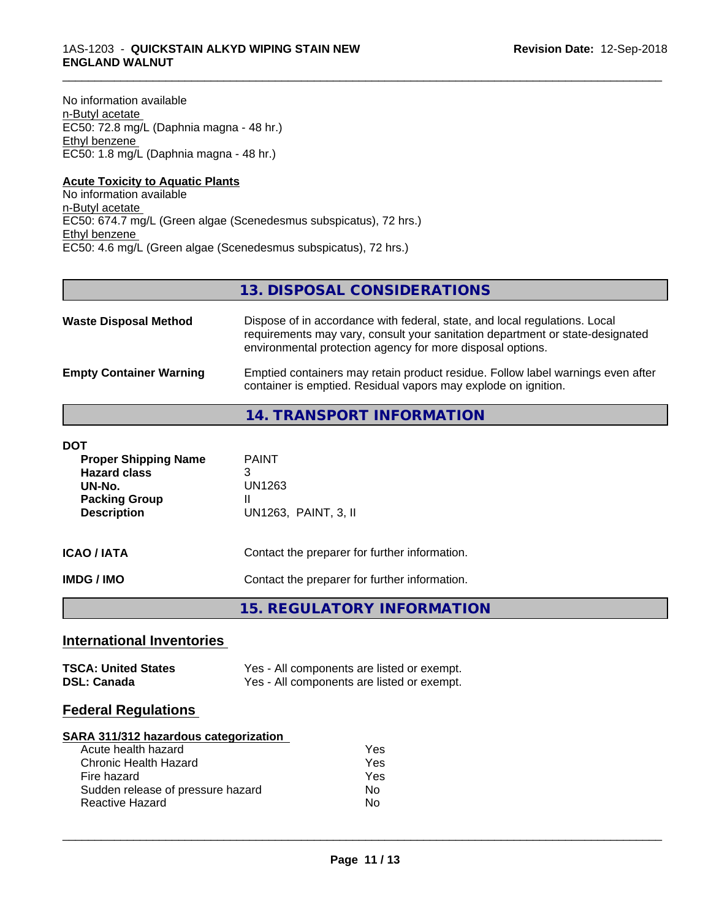No information available
n-Butyl acetate
EC50: 72.8 mg/L (Daphnia magna - 48 hr.)
Ethyl benzene
EC50: 1.8 mg/L (Daphnia magna - 48 hr.)

**Acute Toxicity to Aquatic Plants**
No information available
n-Butyl acetate
EC50: 674.7 mg/L (Green algae (Scenedesmus subspicatus), 72 hrs.)
Ethyl benzene
EC50: 4.6 mg/L (Green algae (Scenedesmus subspicatus), 72 hrs.)

## 13. DISPOSAL CONSIDERATIONS

| | |
|---|---|
| **Waste Disposal Method** | Dispose of in accordance with federal, state, and local regulations. Local requirements may vary, consult your sanitation department or state-designated environmental protection agency for more disposal options. |
| **Empty Container Warning** | Emptied containers may retain product residue. Follow label warnings even after container is emptied. Residual vapors may explode on ignition. |

## 14. TRANSPORT INFORMATION

**DOT**

| | |
|---|---|
| **Proper Shipping Name** | PAINT |
| **Hazard class** | 3 |
| **UN-No.** | UN1263 |
| **Packing Group** | II |
| **Description** | UN1263, PAINT, 3, II |

| | |
|---|---|
| **ICAO / IATA** | Contact the preparer for further information. |
| **IMDG / IMO** | Contact the preparer for further information. |

## 15. REGULATORY INFORMATION

### International Inventories

| | |
|---|---|
| **TSCA: United States** | Yes - All components are listed or exempt. |
| **DSL: Canada** | Yes - All components are listed or exempt. |

### Federal Regulations

**SARA 311/312 hazardous categorization**

| | |
|---|---|
| Acute health hazard | Yes |
| Chronic Health Hazard | Yes |
| Fire hazard | Yes |
| Sudden release of pressure hazard | No |
| Reactive Hazard | No |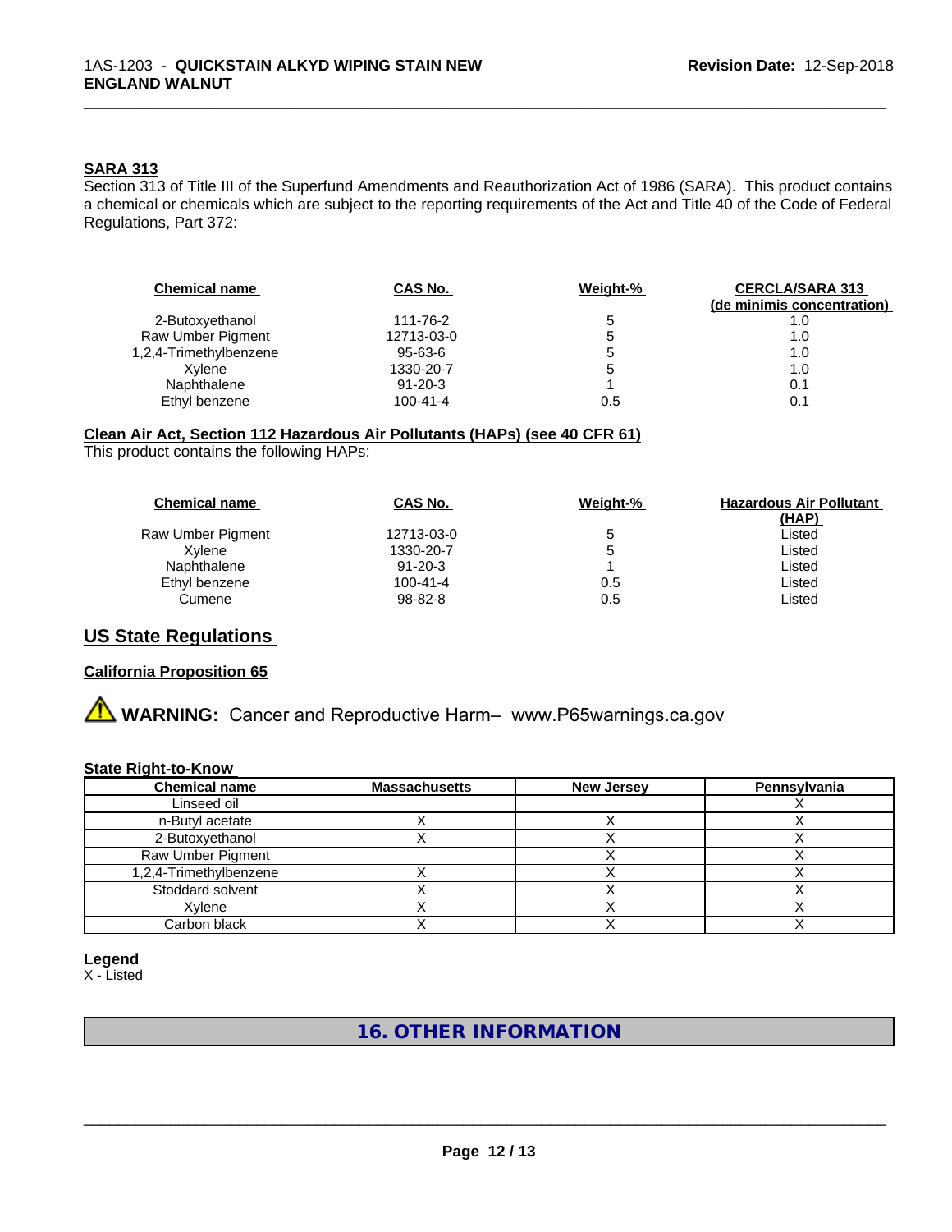### SARA 313

Section 313 of Title III of the Superfund Amendments and Reauthorization Act of 1986 (SARA). This product contains a chemical or chemicals which are subject to the reporting requirements of the Act and Title 40 of the Code of Federal Regulations, Part 372:

| Chemical name | CAS No. | Weight-% | CERCLA/SARA 313 (de minimis concentration) |
|---|---|---|---|
| 2-Butoxyethanol | 111-76-2 | 5 | 1.0 |
| Raw Umber Pigment | 12713-03-0 | 5 | 1.0 |
| 1,2,4-Trimethylbenzene | 95-63-6 | 5 | 1.0 |
| Xylene | 1330-20-7 | 5 | 1.0 |
| Naphthalene | 91-20-3 | 1 | 0.1 |
| Ethyl benzene | 100-41-4 | 0.5 | 0.1 |

### Clean Air Act, Section 112 Hazardous Air Pollutants (HAPs) (see 40 CFR 61)

This product contains the following HAPs:

| Chemical name | CAS No. | Weight-% | Hazardous Air Pollutant (HAP) |
|---|---|---|---|
| Raw Umber Pigment | 12713-03-0 | 5 | Listed |
| Xylene | 1330-20-7 | 5 | Listed |
| Naphthalene | 91-20-3 | 1 | Listed |
| Ethyl benzene | 100-41-4 | 0.5 | Listed |
| Cumene | 98-82-8 | 0.5 | Listed |

## US State Regulations

### California Proposition 65

**WARNING:** Cancer and Reproductive Harm– www.P65warnings.ca.gov

### State Right-to-Know

| Chemical name | Massachusetts | New Jersey | Pennsylvania |
|---|---|---|---|
| Linseed oil | | | X |
| n-Butyl acetate | X | X | X |
| 2-Butoxyethanol | X | X | X |
| Raw Umber Pigment | | X | X |
| 1,2,4-Trimethylbenzene | X | X | X |
| Stoddard solvent | X | X | X |
| Xylene | X | X | X |
| Carbon black | X | X | X |

**Legend**

X - Listed

## 16. OTHER INFORMATION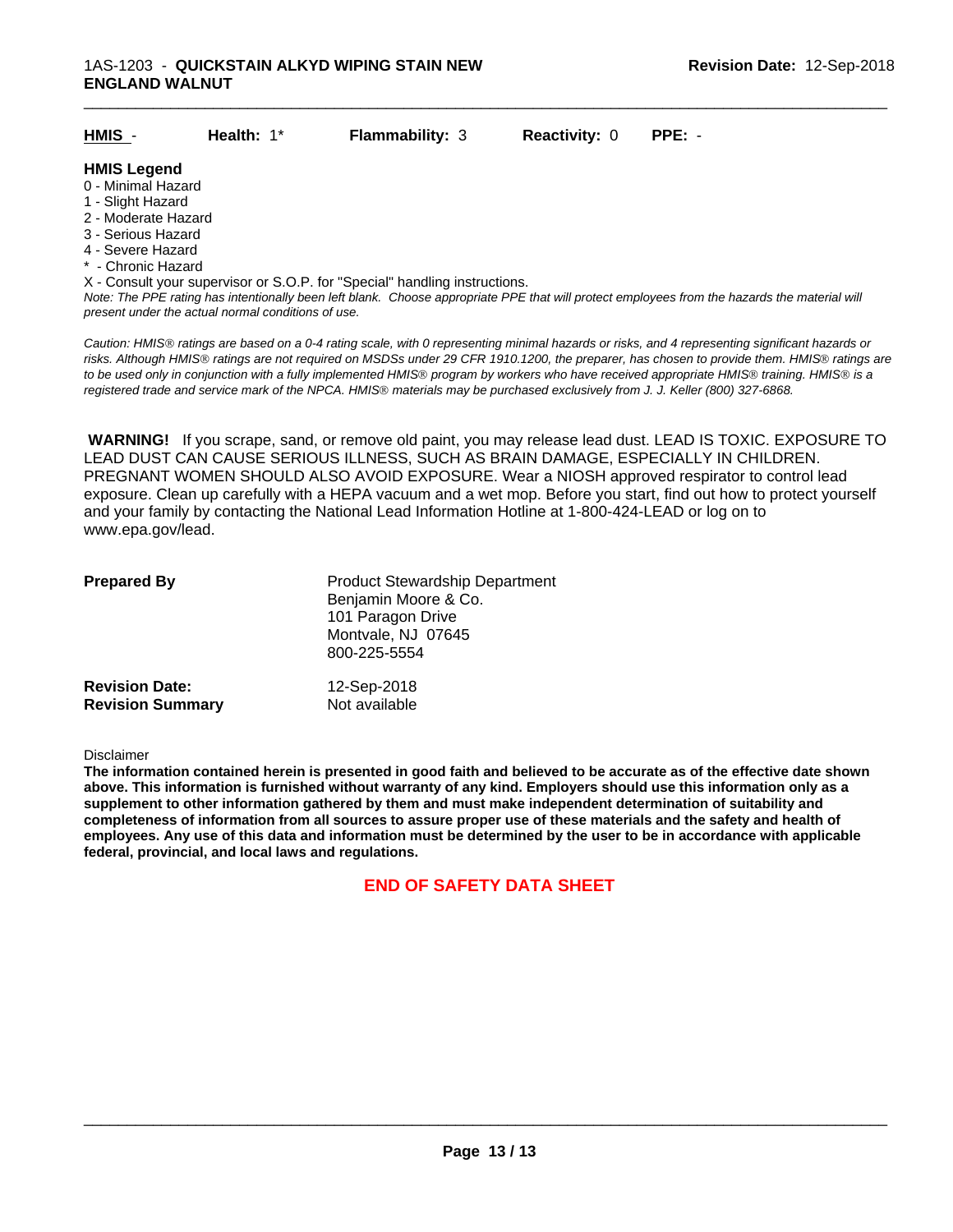| HMIS - | Health: 1* | Flammability: 3 | Reactivity: 0 | PPE: - |
|---|---|---|---|---|

**HMIS Legend**

0 - Minimal Hazard
1 - Slight Hazard
2 - Moderate Hazard
3 - Serious Hazard
4 - Severe Hazard
* - Chronic Hazard
X - Consult your supervisor or S.O.P. for "Special" handling instructions.

*Note: The PPE rating has intentionally been left blank. Choose appropriate PPE that will protect employees from the hazards the material will present under the actual normal conditions of use.*

*Caution: HMIS® ratings are based on a 0-4 rating scale, with 0 representing minimal hazards or risks, and 4 representing significant hazards or risks. Although HMIS® ratings are not required on MSDSs under 29 CFR 1910.1200, the preparer, has chosen to provide them. HMIS® ratings are to be used only in conjunction with a fully implemented HMIS® program by workers who have received appropriate HMIS® training. HMIS® is a registered trade and service mark of the NPCA. HMIS® materials may be purchased exclusively from J. J. Keller (800) 327-6868.*

**WARNING!** If you scrape, sand, or remove old paint, you may release lead dust. LEAD IS TOXIC. EXPOSURE TO LEAD DUST CAN CAUSE SERIOUS ILLNESS, SUCH AS BRAIN DAMAGE, ESPECIALLY IN CHILDREN. PREGNANT WOMEN SHOULD ALSO AVOID EXPOSURE. Wear a NIOSH approved respirator to control lead exposure. Clean up carefully with a HEPA vacuum and a wet mop. Before you start, find out how to protect yourself and your family by contacting the National Lead Information Hotline at 1-800-424-LEAD or log on to www.epa.gov/lead.

**Prepared By**

Product Stewardship Department
Benjamin Moore & Co.
101 Paragon Drive
Montvale, NJ 07645
800-225-5554

**Revision Date:** 12-Sep-2018
**Revision Summary** Not available

Disclaimer

**The information contained herein is presented in good faith and believed to be accurate as of the effective date shown above. This information is furnished without warranty of any kind. Employers should use this information only as a supplement to other information gathered by them and must make independent determination of suitability and completeness of information from all sources to assure proper use of these materials and the safety and health of employees. Any use of this data and information must be determined by the user to be in accordance with applicable federal, provincial, and local laws and regulations.**

**END OF SAFETY DATA SHEET**